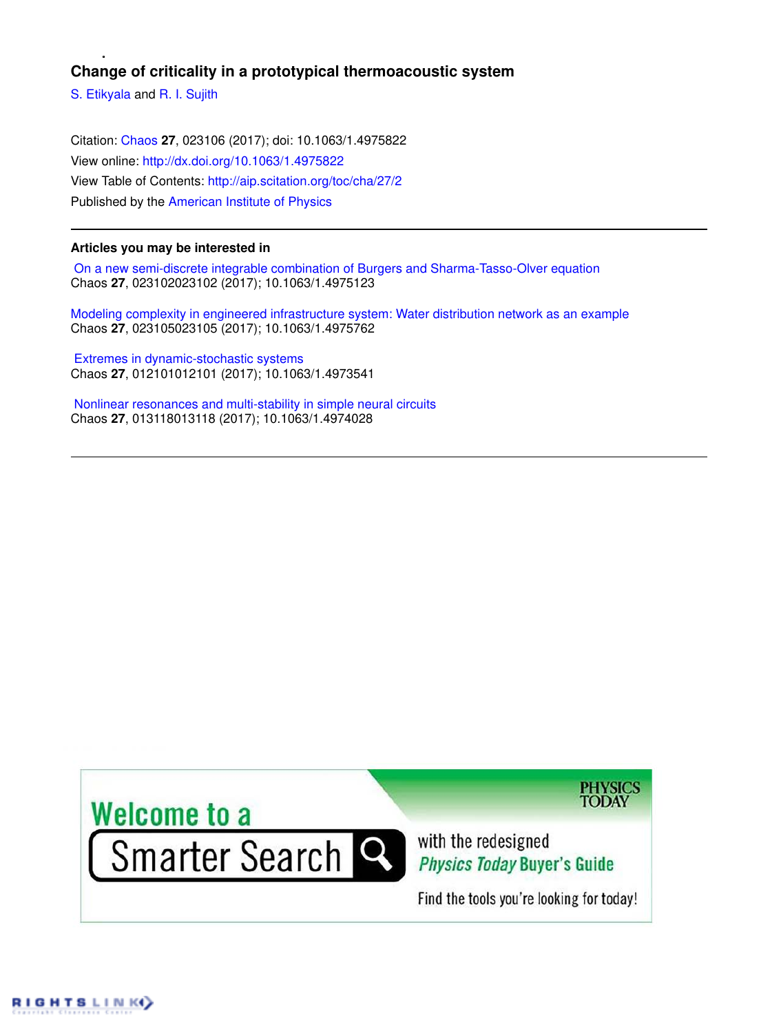# Change of criticality in a prototypical thermoacoustic system

S. Etikyala and R. I. Sujith

Citation: Chaos **27**, 023106 (2017); doi: 10.1063/1.4975822

View online: http://dx.doi.org/10.1063/1.4975822

View Table of Contents: http://aip.scitation.org/toc/cha/27/2

Published by the American Institute of Physics

---

### Articles you may be interested in

On a new semi-discrete integrable combination of Burgers and Sharma-Tasso-Olver equation
Chaos **27**, 023102023102 (2017); 10.1063/1.4975123

Modeling complexity in engineered infrastructure system: Water distribution network as an example
Chaos **27**, 023105023105 (2017); 10.1063/1.4975762

Extremes in dynamic-stochastic systems
Chaos **27**, 012101012101 (2017); 10.1063/1.4973541

Nonlinear resonances and multi-stability in simple neural circuits
Chaos **27**, 013118013118 (2017); 10.1063/1.4974028

---

Welcome to a Smarter Search with the redesigned Physics Today Buyer's Guide

Find the tools you're looking for today!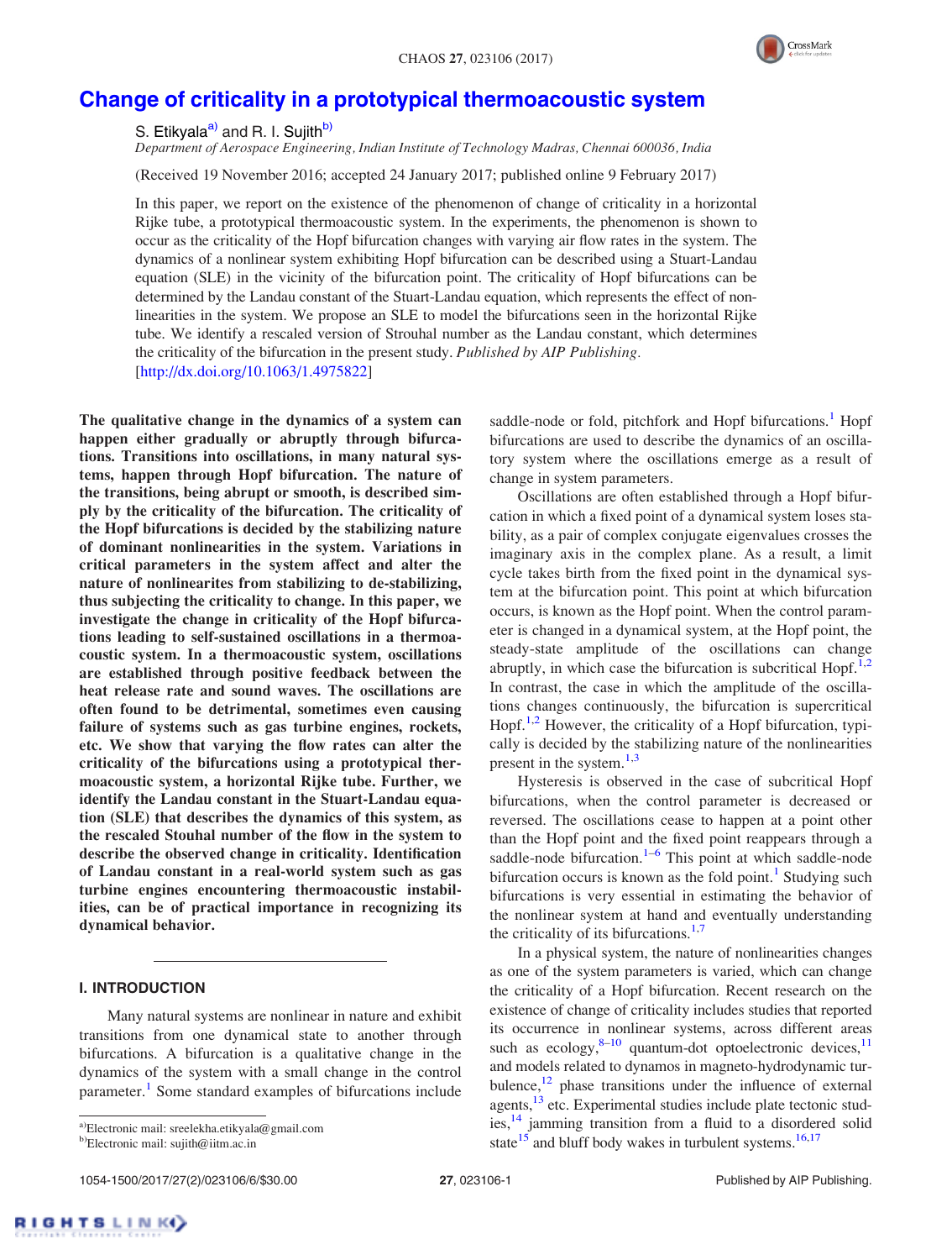# Change of criticality in a prototypical thermoacoustic system

S. Etikyala[a] and R. I. Sujith[b]

*Department of Aerospace Engineering, Indian Institute of Technology Madras, Chennai 600036, India*

(Received 19 November 2016; accepted 24 January 2017; published online 9 February 2017)

In this paper, we report on the existence of the phenomenon of change of criticality in a horizontal Rijke tube, a prototypical thermoacoustic system. In the experiments, the phenomenon is shown to occur as the criticality of the Hopf bifurcation changes with varying air flow rates in the system. The dynamics of a nonlinear system exhibiting Hopf bifurcation can be described using a Stuart-Landau equation (SLE) in the vicinity of the bifurcation point. The criticality of Hopf bifurcations can be determined by the Landau constant of the Stuart-Landau equation, which represents the effect of nonlinearities in the system. We propose an SLE to model the bifurcations seen in the horizontal Rijke tube. We identify a rescaled version of Strouhal number as the Landau constant, which determines the criticality of the bifurcation in the present study. *Published by AIP Publishing.* [http://dx.doi.org/10.1063/1.4975822]

**The qualitative change in the dynamics of a system can happen either gradually or abruptly through bifurcations. Transitions into oscillations, in many natural systems, happen through Hopf bifurcation. The nature of the transitions, being abrupt or smooth, is described simply by the criticality of the bifurcation. The criticality of the Hopf bifurcations is decided by the stabilizing nature of dominant nonlinearities in the system. Variations in critical parameters in the system affect and alter the nature of nonlinearites from stabilizing to de-stabilizing, thus subjecting the criticality to change. In this paper, we investigate the change in criticality of the Hopf bifurcations leading to self-sustained oscillations in a thermoacoustic system. In a thermoacoustic system, oscillations are established through positive feedback between the heat release rate and sound waves. The oscillations are often found to be detrimental, sometimes even causing failure of systems such as gas turbine engines, rockets, etc. We show that varying the flow rates can alter the criticality of the bifurcations using a prototypical thermoacoustic system, a horizontal Rijke tube. Further, we identify the Landau constant in the Stuart-Landau equation (SLE) that describes the dynamics of this system, as the rescaled Stouhal number of the flow in the system to describe the observed change in criticality. Identification of Landau constant in a real-world system such as gas turbine engines encountering thermoacoustic instabilities, can be of practical importance in recognizing its dynamical behavior.**

## I. INTRODUCTION

Many natural systems are nonlinear in nature and exhibit transitions from one dynamical state to another through bifurcations. A bifurcation is a qualitative change in the dynamics of the system with a small change in the control parameter.[1] Some standard examples of bifurcations include saddle-node or fold, pitchfork and Hopf bifurcations.[1] Hopf bifurcations are used to describe the dynamics of an oscillatory system where the oscillations emerge as a result of change in system parameters.

Oscillations are often established through a Hopf bifurcation in which a fixed point of a dynamical system loses stability, as a pair of complex conjugate eigenvalues crosses the imaginary axis in the complex plane. As a result, a limit cycle takes birth from the fixed point in the dynamical system at the bifurcation point. This point at which bifurcation occurs, is known as the Hopf point. When the control parameter is changed in a dynamical system, at the Hopf point, the steady-state amplitude of the oscillations can change abruptly, in which case the bifurcation is subcritical Hopf.[1,2] In contrast, the case in which the amplitude of the oscillations changes continuously, the bifurcation is supercritical Hopf.[1,2] However, the criticality of a Hopf bifurcation, typically is decided by the stabilizing nature of the nonlinearities present in the system.[1,3]

Hysteresis is observed in the case of subcritical Hopf bifurcations, when the control parameter is decreased or reversed. The oscillations cease to happen at a point other than the Hopf point and the fixed point reappears through a saddle-node bifurcation.[1–6] This point at which saddle-node bifurcation occurs is known as the fold point.[1] Studying such bifurcations is very essential in estimating the behavior of the nonlinear system at hand and eventually understanding the criticality of its bifurcations.[1,7]

In a physical system, the nature of nonlinearities changes as one of the system parameters is varied, which can change the criticality of a Hopf bifurcation. Recent research on the existence of change of criticality includes studies that reported its occurrence in nonlinear systems, across different areas such as ecology,[8–10] quantum-dot optoelectronic devices,[11] and models related to dynamos in magneto-hydrodynamic turbulence,[12] phase transitions under the influence of external agents,[13] etc. Experimental studies include plate tectonic studies,[14] jamming transition from a fluid to a disordered solid state[15] and bluff body wakes in turbulent systems.[16,17]

[a]Electronic mail: sreelekha.etikyala@gmail.com
[b]Electronic mail: sujith@iitm.ac.in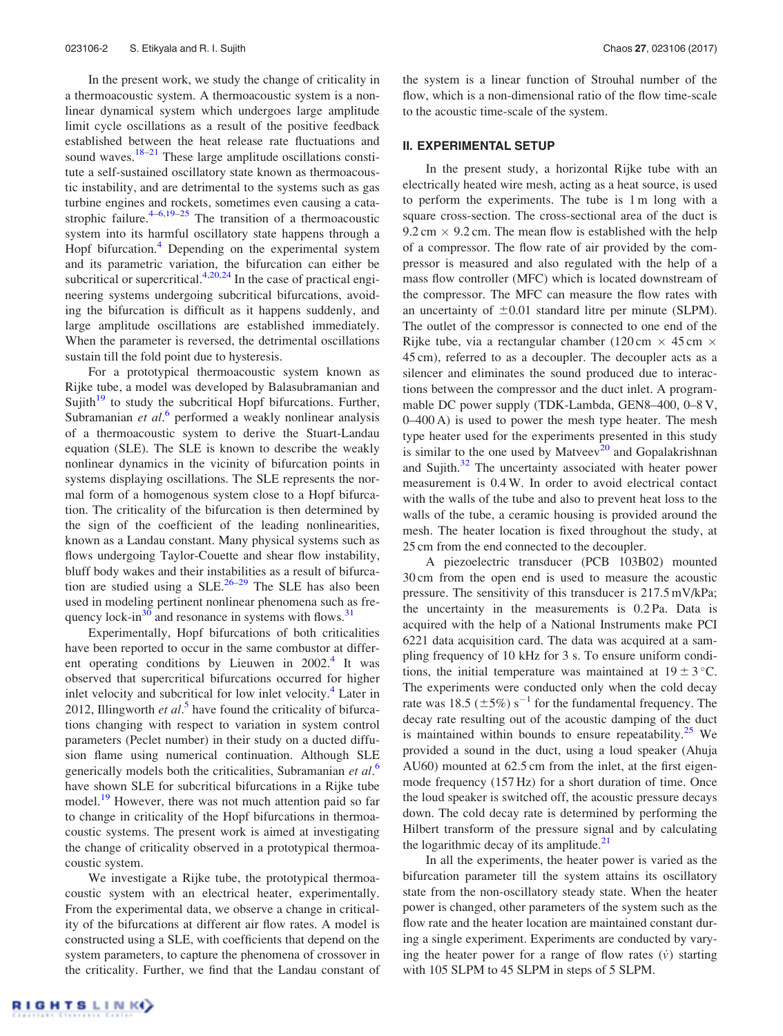In the present work, we study the change of criticality in a thermoacoustic system. A thermoacoustic system is a nonlinear dynamical system which undergoes large amplitude limit cycle oscillations as a result of the positive feedback established between the heat release rate fluctuations and sound waves.[18–21] These large amplitude oscillations constitute a self-sustained oscillatory state known as thermoacoustic instability, and are detrimental to the systems such as gas turbine engines and rockets, sometimes even causing a catastrophic failure.[4–6,19–25] The transition of a thermoacoustic system into its harmful oscillatory state happens through a Hopf bifurcation.[4] Depending on the experimental system and its parametric variation, the bifurcation can either be subcritical or supercritical.[4,20,24] In the case of practical engineering systems undergoing subcritical bifurcations, avoiding the bifurcation is difficult as it happens suddenly, and large amplitude oscillations are established immediately. When the parameter is reversed, the detrimental oscillations sustain till the fold point due to hysteresis.

For a prototypical thermoacoustic system known as Rijke tube, a model was developed by Balasubramanian and Sujith[19] to study the subcritical Hopf bifurcations. Further, Subramanian *et al.*[6] performed a weakly nonlinear analysis of a thermoacoustic system to derive the Stuart-Landau equation (SLE). The SLE is known to describe the weakly nonlinear dynamics in the vicinity of bifurcation points in systems displaying oscillations. The SLE represents the normal form of a homogenous system close to a Hopf bifurcation. The criticality of the bifurcation is then determined by the sign of the coefficient of the leading nonlinearities, known as a Landau constant. Many physical systems such as flows undergoing Taylor-Couette and shear flow instability, bluff body wakes and their instabilities as a result of bifurcation are studied using a SLE.[26–29] The SLE has also been used in modeling pertinent nonlinear phenomena such as frequency lock-in[30] and resonance in systems with flows.[31]

Experimentally, Hopf bifurcations of both criticalities have been reported to occur in the same combustor at different operating conditions by Lieuwen in 2002.[4] It was observed that supercritical bifurcations occurred for higher inlet velocity and subcritical for low inlet velocity.[4] Later in 2012, Illingworth *et al.*[5] have found the criticality of bifurcations changing with respect to variation in system control parameters (Peclet number) in their study on a ducted diffusion flame using numerical continuation. Although SLE generically models both the criticalities, Subramanian *et al.*[6] have shown SLE for subcritical bifurcations in a Rijke tube model.[19] However, there was not much attention paid so far to change in criticality of the Hopf bifurcations in thermoacoustic systems. The present work is aimed at investigating the change of criticality observed in a prototypical thermoacoustic system.

We investigate a Rijke tube, the prototypical thermoacoustic system with an electrical heater, experimentally. From the experimental data, we observe a change in criticality of the bifurcations at different air flow rates. A model is constructed using a SLE, with coefficients that depend on the system parameters, to capture the phenomena of crossover in the criticality. Further, we find that the Landau constant of the system is a linear function of Strouhal number of the flow, which is a non-dimensional ratio of the flow time-scale to the acoustic time-scale of the system.

## II. EXPERIMENTAL SETUP

In the present study, a horizontal Rijke tube with an electrically heated wire mesh, acting as a heat source, is used to perform the experiments. The tube is 1 m long with a square cross-section. The cross-sectional area of the duct is 9.2 cm × 9.2 cm. The mean flow is established with the help of a compressor. The flow rate of air provided by the compressor is measured and also regulated with the help of a mass flow controller (MFC) which is located downstream of the compressor. The MFC can measure the flow rates with an uncertainty of ±0.01 standard litre per minute (SLPM). The outlet of the compressor is connected to one end of the Rijke tube, via a rectangular chamber (120 cm × 45 cm × 45 cm), referred to as a decoupler. The decoupler acts as a silencer and eliminates the sound produced due to interactions between the compressor and the duct inlet. A programmable DC power supply (TDK-Lambda, GEN8–400, 0–8 V, 0–400 A) is used to power the mesh type heater. The mesh type heater used for the experiments presented in this study is similar to the one used by Matveev[20] and Gopalakrishnan and Sujith.[32] The uncertainty associated with heater power measurement is 0.4 W. In order to avoid electrical contact with the walls of the tube and also to prevent heat loss to the walls of the tube, a ceramic housing is provided around the mesh. The heater location is fixed throughout the study, at 25 cm from the end connected to the decoupler.

A piezoelectric transducer (PCB 103B02) mounted 30 cm from the open end is used to measure the acoustic pressure. The sensitivity of this transducer is 217.5 mV/kPa; the uncertainty in the measurements is 0.2 Pa. Data is acquired with the help of a National Instruments make PCI 6221 data acquisition card. The data was acquired at a sampling frequency of 10 kHz for 3 s. To ensure uniform conditions, the initial temperature was maintained at 19 ± 3 °C. The experiments were conducted only when the cold decay rate was 18.5 (±5%) $s^{-1}$ for the fundamental frequency. The decay rate resulting out of the acoustic damping of the duct is maintained within bounds to ensure repeatability.[25] We provided a sound in the duct, using a loud speaker (Ahuja AU60) mounted at 62.5 cm from the inlet, at the first eigenmode frequency (157 Hz) for a short duration of time. Once the loud speaker is switched off, the acoustic pressure decays down. The cold decay rate is determined by performing the Hilbert transform of the pressure signal and by calculating the logarithmic decay of its amplitude.[21]

In all the experiments, the heater power is varied as the bifurcation parameter till the system attains its oscillatory state from the non-oscillatory steady state. When the heater power is changed, other parameters of the system such as the flow rate and the heater location are maintained constant during a single experiment. Experiments are conducted by varying the heater power for a range of flow rates ($\dot{v}$) starting with 105 SLPM to 45 SLPM in steps of 5 SLPM.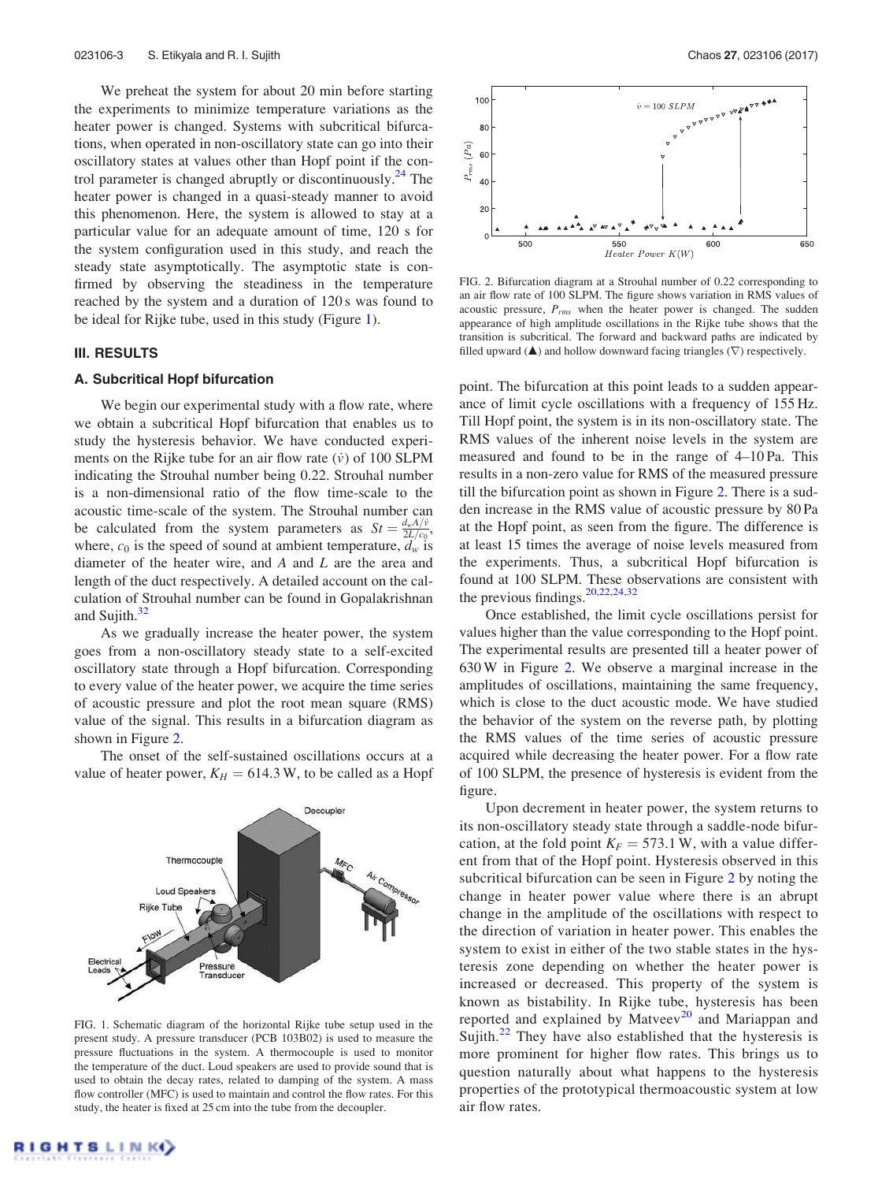We preheat the system for about 20 min before starting the experiments to minimize temperature variations as the heater power is changed. Systems with subcritical bifurcations, when operated in non-oscillatory state can go into their oscillatory states at values other than Hopf point if the control parameter is changed abruptly or discontinuously.[24] The heater power is changed in a quasi-steady manner to avoid this phenomenon. Here, the system is allowed to stay at a particular value for an adequate amount of time, 120 s for the system configuration used in this study, and reach the steady state asymptotically. The asymptotic state is confirmed by observing the steadiness in the temperature reached by the system and a duration of 120 s was found to be ideal for Rijke tube, used in this study (Figure 1).

## III. RESULTS

### A. Subcritical Hopf bifurcation

We begin our experimental study with a flow rate, where we obtain a subcritical Hopf bifurcation that enables us to study the hysteresis behavior. We have conducted experiments on the Rijke tube for an air flow rate ($\dot{v}$) of 100 SLPM indicating the Strouhal number being 0.22. Strouhal number is a non-dimensional ratio of the flow time-scale to the acoustic time-scale of the system. The Strouhal number can be calculated from the system parameters as $St = \frac{d_w A/\dot{v}}{2L/c_0}$, where, $c_0$ is the speed of sound at ambient temperature, $d_w$ is diameter of the heater wire, and $A$ and $L$ are the area and length of the duct respectively. A detailed account on the calculation of Strouhal number can be found in Gopalakrishnan and Sujith.[32]

As we gradually increase the heater power, the system goes from a non-oscillatory steady state to a self-excited oscillatory state through a Hopf bifurcation. Corresponding to every value of the heater power, we acquire the time series of acoustic pressure and plot the root mean square (RMS) value of the signal. This results in a bifurcation diagram as shown in Figure 2.

The onset of the self-sustained oscillations occurs at a value of heater power, $K_H = 614.3$ W, to be called as a Hopf point. The bifurcation at this point leads to a sudden appearance of limit cycle oscillations with a frequency of 155 Hz. Till Hopf point, the system is in its non-oscillatory state. The RMS values of the inherent noise levels in the system are measured and found to be in the range of 4–10 Pa. This results in a non-zero value for RMS of the measured pressure till the bifurcation point as shown in Figure 2. There is a sudden increase in the RMS value of acoustic pressure by 80 Pa at the Hopf point, as seen from the figure. The difference is at least 15 times the average of noise levels measured from the experiments. Thus, a subcritical Hopf bifurcation is found at 100 SLPM. These observations are consistent with the previous findings.[20,22,24,32]

FIG. 1. Schematic diagram of the horizontal Rijke tube setup used in the present study. A pressure transducer (PCB 103B02) is used to measure the pressure fluctuations in the system. A thermocouple is used to monitor the temperature of the duct. Loud speakers are used to provide sound that is used to obtain the decay rates, related to damping of the system. A mass flow controller (MFC) is used to maintain and control the flow rates. For this study, the heater is fixed at 25 cm into the tube from the decoupler.

FIG. 2. Bifurcation diagram at a Strouhal number of 0.22 corresponding to an air flow rate of 100 SLPM. The figure shows variation in RMS values of acoustic pressure, $P_{rms}$ when the heater power is changed. The sudden appearance of high amplitude oscillations in the Rijke tube shows that the transition is subcritical. The forward and backward paths are indicated by filled upward (▲) and hollow downward facing triangles (∇) respectively.

Once established, the limit cycle oscillations persist for values higher than the value corresponding to the Hopf point. The experimental results are presented till a heater power of 630 W in Figure 2. We observe a marginal increase in the amplitudes of oscillations, maintaining the same frequency, which is close to the duct acoustic mode. We have studied the behavior of the system on the reverse path, by plotting the RMS values of the time series of acoustic pressure acquired while decreasing the heater power. For a flow rate of 100 SLPM, the presence of hysteresis is evident from the figure.

Upon decrement in heater power, the system returns to its non-oscillatory steady state through a saddle-node bifurcation, at the fold point $K_F = 573.1$ W, with a value different from that of the Hopf point. Hysteresis observed in this subcritical bifurcation can be seen in Figure 2 by noting the change in heater power value where there is an abrupt change in the amplitude of the oscillations with respect to the direction of variation in heater power. This enables the system to exist in either of the two stable states in the hysteresis zone depending on whether the heater power is increased or decreased. This property of the system is known as bistability. In Rijke tube, hysteresis has been reported and explained by Matveev[20] and Mariappan and Sujith.[22] They have also established that the hysteresis is more prominent for higher flow rates. This brings us to question naturally about what happens to the hysteresis properties of the prototypical thermoacoustic system at low air flow rates.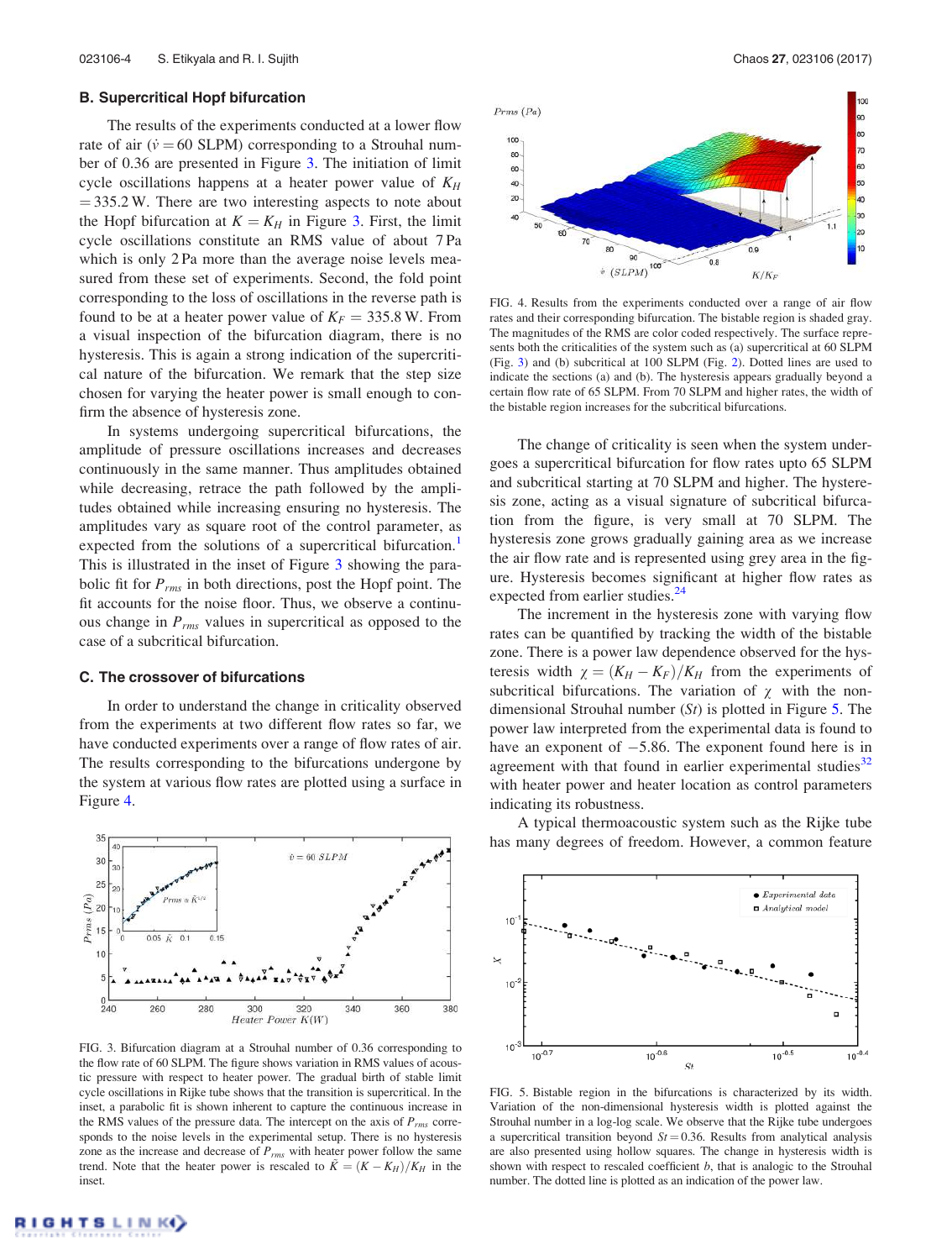### B. Supercritical Hopf bifurcation

The results of the experiments conducted at a lower flow rate of air ($\dot{v} = 60$ SLPM) corresponding to a Strouhal number of 0.36 are presented in Figure 3. The initiation of limit cycle oscillations happens at a heater power value of $K_H = 335.2$ W. There are two interesting aspects to note about the Hopf bifurcation at $K = K_H$ in Figure 3. First, the limit cycle oscillations constitute an RMS value of about 7 Pa which is only 2 Pa more than the average noise levels measured from these set of experiments. Second, the fold point corresponding to the loss of oscillations in the reverse path is found to be at a heater power value of $K_F = 335.8$ W. From a visual inspection of the bifurcation diagram, there is no hysteresis. This is again a strong indication of the supercritical nature of the bifurcation. We remark that the step size chosen for varying the heater power is small enough to confirm the absence of hysteresis zone.

In systems undergoing supercritical bifurcations, the amplitude of pressure oscillations increases and decreases continuously in the same manner. Thus amplitudes obtained while decreasing, retrace the path followed by the amplitudes obtained while increasing ensuring no hysteresis. The amplitudes vary as square root of the control parameter, as expected from the solutions of a supercritical bifurcation.[1] This is illustrated in the inset of Figure 3 showing the parabolic fit for $P_{rms}$ in both directions, post the Hopf point. The fit accounts for the noise floor. Thus, we observe a continuous change in $P_{rms}$ values in supercritical as opposed to the case of a subcritical bifurcation.

### C. The crossover of bifurcations

In order to understand the change in criticality observed from the experiments at two different flow rates so far, we have conducted experiments over a range of flow rates of air. The results corresponding to the bifurcations undergone by the system at various flow rates are plotted using a surface in Figure 4.

FIG. 3. Bifurcation diagram at a Strouhal number of 0.36 corresponding to the flow rate of 60 SLPM. The figure shows variation in RMS values of acoustic pressure with respect to heater power. The gradual birth of stable limit cycle oscillations in Rijke tube shows that the transition is supercritical. In the inset, a parabolic fit is shown inherent to capture the continuous increase in the RMS values of the pressure data. The intercept on the axis of $P_{rms}$ corresponds to the noise levels in the experimental setup. There is no hysteresis zone as the increase and decrease of $P_{rms}$ with heater power follow the same trend. Note that the heater power is rescaled to $\tilde{K} = (K - K_H)/K_H$ in the inset.

FIG. 4. Results from the experiments conducted over a range of air flow rates and their corresponding bifurcation. The bistable region is shaded gray. The magnitudes of the RMS are color coded respectively. The surface represents both the criticalities of the system such as (a) supercritical at 60 SLPM (Fig. 3) and (b) subcritical at 100 SLPM (Fig. 2). Dotted lines are used to indicate the sections (a) and (b). The hysteresis appears gradually beyond a certain flow rate of 65 SLPM. From 70 SLPM and higher rates, the width of the bistable region increases for the subcritical bifurcations.

The change of criticality is seen when the system undergoes a supercritical bifurcation for flow rates upto 65 SLPM and subcritical starting at 70 SLPM and higher. The hysteresis zone, acting as a visual signature of subcritical bifurcation from the figure, is very small at 70 SLPM. The hysteresis zone grows gradually gaining area as we increase the air flow rate and is represented using grey area in the figure. Hysteresis becomes significant at higher flow rates as expected from earlier studies.[24]

The increment in the hysteresis zone with varying flow rates can be quantified by tracking the width of the bistable zone. There is a power law dependence observed for the hysteresis width $\chi = (K_H - K_F)/K_H$ from the experiments of subcritical bifurcations. The variation of $\chi$ with the non-dimensional Strouhal number ($St$) is plotted in Figure 5. The power law interpreted from the experimental data is found to have an exponent of $-5.86$. The exponent found here is in agreement with that found in earlier experimental studies[32] with heater power and heater location as control parameters indicating its robustness.

A typical thermoacoustic system such as the Rijke tube has many degrees of freedom. However, a common feature

FIG. 5. Bistable region in the bifurcations is characterized by its width. Variation of the non-dimensional hysteresis width is plotted against the Strouhal number in a log-log scale. We observe that the Rijke tube undergoes a supercritical transition beyond $St = 0.36$. Results from analytical analysis are also presented using hollow squares. The change in hysteresis width is shown with respect to rescaled coefficient $b$, that is analogic to the Strouhal number. The dotted line is plotted as an indication of the power law.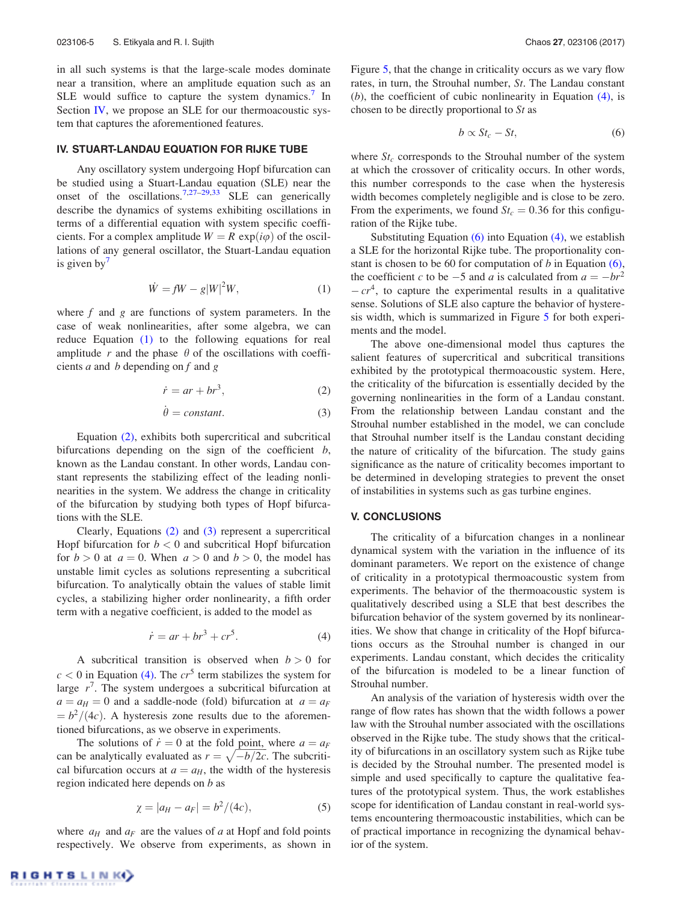in all such systems is that the large-scale modes dominate near a transition, where an amplitude equation such as an SLE would suffice to capture the system dynamics.[7] In Section IV, we propose an SLE for our thermoacoustic system that captures the aforementioned features.

## IV. STUART-LANDAU EQUATION FOR RIJKE TUBE

Any oscillatory system undergoing Hopf bifurcation can be studied using a Stuart-Landau equation (SLE) near the onset of the oscillations.[7,27–29,33] SLE can generically describe the dynamics of systems exhibiting oscillations in terms of a differential equation with system specific coefficients. For a complex amplitude $W = R\,\exp(i\varphi)$ of the oscillations of any general oscillator, the Stuart-Landau equation is given by[7]

$$\dot{W} = fW - g|W|^2W, \tag{1}$$

where $f$ and $g$ are functions of system parameters. In the case of weak nonlinearities, after some algebra, we can reduce Equation (1) to the following equations for real amplitude $r$ and the phase $\theta$ of the oscillations with coefficients $a$ and $b$ depending on $f$ and $g$

$$\dot{r} = ar + br^3, \tag{2}$$

$$\dot{\theta} = constant. \tag{3}$$

Equation (2), exhibits both supercritical and subcritical bifurcations depending on the sign of the coefficient $b$, known as the Landau constant. In other words, Landau constant represents the stabilizing effect of the leading nonlinearities in the system. We address the change in criticality of the bifurcation by studying both types of Hopf bifurcations with the SLE.

Clearly, Equations (2) and (3) represent a supercritical Hopf bifurcation for $b < 0$ and subcritical Hopf bifurcation for $b > 0$ at $a = 0$. When $a > 0$ and $b > 0$, the model has unstable limit cycles as solutions representing a subcritical bifurcation. To analytically obtain the values of stable limit cycles, a stabilizing higher order nonlinearity, a fifth order term with a negative coefficient, is added to the model as

$$\dot{r} = ar + br^3 + cr^5. \tag{4}$$

A subcritical transition is observed when $b > 0$ for $c < 0$ in Equation (4). The $cr^5$ term stabilizes the system for large $r^7$. The system undergoes a subcritical bifurcation at $a = a_H = 0$ and a saddle-node (fold) bifurcation at $a = a_F = b^2/(4c)$. A hysteresis zone results due to the aforementioned bifurcations, as we observe in experiments.

The solutions of $\dot{r} = 0$ at the fold point, where $a = a_F$ can be analytically evaluated as $r = \sqrt{-b/2c}$. The subcritical bifurcation occurs at $a = a_H$, the width of the hysteresis region indicated here depends on $b$ as

$$\chi = |a_H - a_F| = b^2/(4c), \tag{5}$$

where $a_H$ and $a_F$ are the values of $a$ at Hopf and fold points respectively. We observe from experiments, as shown in Figure 5, that the change in criticality occurs as we vary flow rates, in turn, the Strouhal number, $St$. The Landau constant ($b$), the coefficient of cubic nonlinearity in Equation (4), is chosen to be directly proportional to $St$ as

$$b \propto St_c - St, \tag{6}$$

where $St_c$ corresponds to the Strouhal number of the system at which the crossover of criticality occurs. In other words, this number corresponds to the case when the hysteresis width becomes completely negligible and is close to be zero. From the experiments, we found $St_c = 0.36$ for this configuration of the Rijke tube.

Substituting Equation (6) into Equation (4), we establish a SLE for the horizontal Rijke tube. The proportionality constant is chosen to be 60 for computation of $b$ in Equation (6), the coefficient $c$ to be $-5$ and $a$ is calculated from $a = -br^2 - cr^4$, to capture the experimental results in a qualitative sense. Solutions of SLE also capture the behavior of hysteresis width, which is summarized in Figure 5 for both experiments and the model.

The above one-dimensional model thus captures the salient features of supercritical and subcritical transitions exhibited by the prototypical thermoacoustic system. Here, the criticality of the bifurcation is essentially decided by the governing nonlinearities in the form of a Landau constant. From the relationship between Landau constant and the Strouhal number established in the model, we can conclude that Strouhal number itself is the Landau constant deciding the nature of criticality of the bifurcation. The study gains significance as the nature of criticality becomes important to be determined in developing strategies to prevent the onset of instabilities in systems such as gas turbine engines.

## V. CONCLUSIONS

The criticality of a bifurcation changes in a nonlinear dynamical system with the variation in the influence of its dominant parameters. We report on the existence of change of criticality in a prototypical thermoacoustic system from experiments. The behavior of the thermoacoustic system is qualitatively described using a SLE that best describes the bifurcation behavior of the system governed by its nonlinearities. We show that change in criticality of the Hopf bifurcations occurs as the Strouhal number is changed in our experiments. Landau constant, which decides the criticality of the bifurcation is modeled to be a linear function of Strouhal number.

An analysis of the variation of hysteresis width over the range of flow rates has shown that the width follows a power law with the Strouhal number associated with the oscillations observed in the Rijke tube. The study shows that the criticality of bifurcations in an oscillatory system such as Rijke tube is decided by the Strouhal number. The presented model is simple and used specifically to capture the qualitative features of the prototypical system. Thus, the work establishes scope for identification of Landau constant in real-world systems encountering thermoacoustic instabilities, which can be of practical importance in recognizing the dynamical behavior of the system.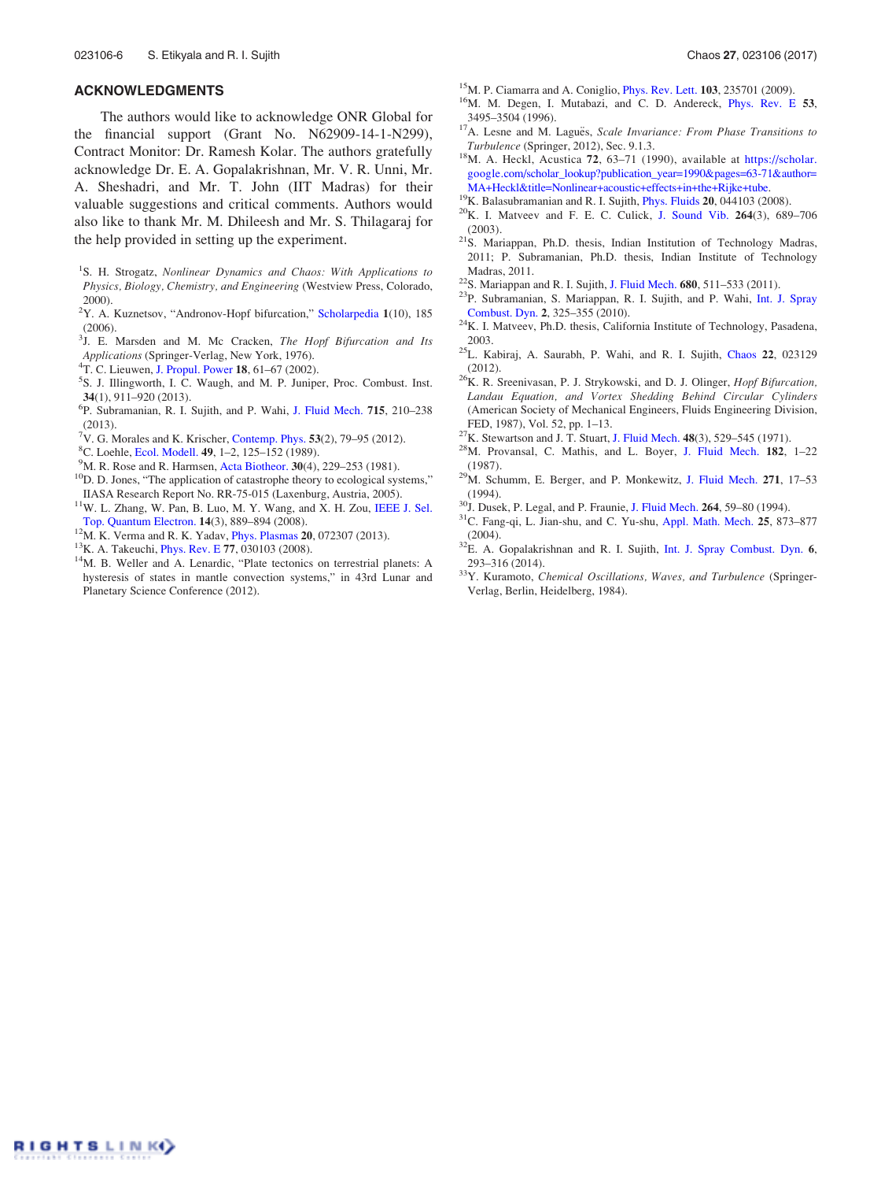## ACKNOWLEDGMENTS

The authors would like to acknowledge ONR Global for the financial support (Grant No. N62909-14-1-N299), Contract Monitor: Dr. Ramesh Kolar. The authors gratefully acknowledge Dr. E. A. Gopalakrishnan, Mr. V. R. Unni, Mr. A. Sheshadri, and Mr. T. John (IIT Madras) for their valuable suggestions and critical comments. Authors would also like to thank Mr. M. Dhileesh and Mr. S. Thilagaraj for the help provided in setting up the experiment.

[1]S. H. Strogatz, *Nonlinear Dynamics and Chaos: With Applications to Physics, Biology, Chemistry, and Engineering* (Westview Press, Colorado, 2000).

[2]Y. A. Kuznetsov, "Andronov-Hopf bifurcation," Scholarpedia **1**(10), 185 (2006).

[3]J. E. Marsden and M. Mc Cracken, *The Hopf Bifurcation and Its Applications* (Springer-Verlag, New York, 1976).

[4]T. C. Lieuwen, J. Propul. Power **18**, 61–67 (2002).

[5]S. J. Illingworth, I. C. Waugh, and M. P. Juniper, Proc. Combust. Inst. **34**(1), 911–920 (2013).

[6]P. Subramanian, R. I. Sujith, and P. Wahi, J. Fluid Mech. **715**, 210–238 (2013).

[7]V. G. Morales and K. Krischer, Contemp. Phys. **53**(2), 79–95 (2012).

[8]C. Loehle, Ecol. Modell. **49**, 1–2, 125–152 (1989).

[9]M. R. Rose and R. Harmsen, Acta Biotheor. **30**(4), 229–253 (1981).

[10]D. D. Jones, "The application of catastrophe theory to ecological systems," IIASA Research Report No. RR-75-015 (Laxenburg, Austria, 2005).

[11]W. L. Zhang, W. Pan, B. Luo, M. Y. Wang, and X. H. Zou, IEEE J. Sel. Top. Quantum Electron. **14**(3), 889–894 (2008).

[12]M. K. Verma and R. K. Yadav, Phys. Plasmas **20**, 072307 (2013).

[13]K. A. Takeuchi, Phys. Rev. E **77**, 030103 (2008).

[14]M. B. Weller and A. Lenardic, "Plate tectonics on terrestrial planets: A hysteresis of states in mantle convection systems," in 43rd Lunar and Planetary Science Conference (2012).

[15]M. P. Ciamarra and A. Coniglio, Phys. Rev. Lett. **103**, 235701 (2009).

[16]M. M. Degen, I. Mutabazi, and C. D. Andereck, Phys. Rev. E **53**, 3495–3504 (1996).

[17]A. Lesne and M. Laguës, *Scale Invariance: From Phase Transitions to Turbulence* (Springer, 2012), Sec. 9.1.3.

[18]M. A. Heckl, Acustica **72**, 63–71 (1990), available at https://scholar.google.com/scholar_lookup?publication_year=1990&pages=63-71&author=MA+Heckl&title=Nonlinear+acoustic+effects+in+the+Rijke+tube.

[19]K. Balasubramanian and R. I. Sujith, Phys. Fluids **20**, 044103 (2008).

[20]K. I. Matveev and F. E. C. Culick, J. Sound Vib. **264**(3), 689–706 (2003).

[21]S. Mariappan, Ph.D. thesis, Indian Institution of Technology Madras, 2011; P. Subramanian, Ph.D. thesis, Indian Institute of Technology Madras, 2011.

[22]S. Mariappan and R. I. Sujith, J. Fluid Mech. **680**, 511–533 (2011).

[23]P. Subramanian, S. Mariappan, R. I. Sujith, and P. Wahi, Int. J. Spray Combust. Dyn. **2**, 325–355 (2010).

[24]K. I. Matveev, Ph.D. thesis, California Institute of Technology, Pasadena, 2003.

[25]L. Kabiraj, A. Saurabh, P. Wahi, and R. I. Sujith, Chaos **22**, 023129 (2012).

[26]K. R. Sreenivasan, P. J. Strykowski, and D. J. Olinger, *Hopf Bifurcation, Landau Equation, and Vortex Shedding Behind Circular Cylinders* (American Society of Mechanical Engineers, Fluids Engineering Division, FED, 1987), Vol. 52, pp. 1–13.

[27]K. Stewartson and J. T. Stuart, J. Fluid Mech. **48**(3), 529–545 (1971).

[28]M. Provansal, C. Mathis, and L. Boyer, J. Fluid Mech. **182**, 1–22 (1987).

[29]M. Schumm, E. Berger, and P. Monkewitz, J. Fluid Mech. **271**, 17–53 (1994).

[30]J. Dusek, P. Legal, and P. Fraunie, J. Fluid Mech. **264**, 59–80 (1994).

[31]C. Fang-qi, L. Jian-shu, and C. Yu-shu, Appl. Math. Mech. **25**, 873–877 (2004).

[32]E. A. Gopalakrishnan and R. I. Sujith, Int. J. Spray Combust. Dyn. **6**, 293–316 (2014).

[33]Y. Kuramoto, *Chemical Oscillations, Waves, and Turbulence* (Springer-Verlag, Berlin, Heidelberg, 1984).